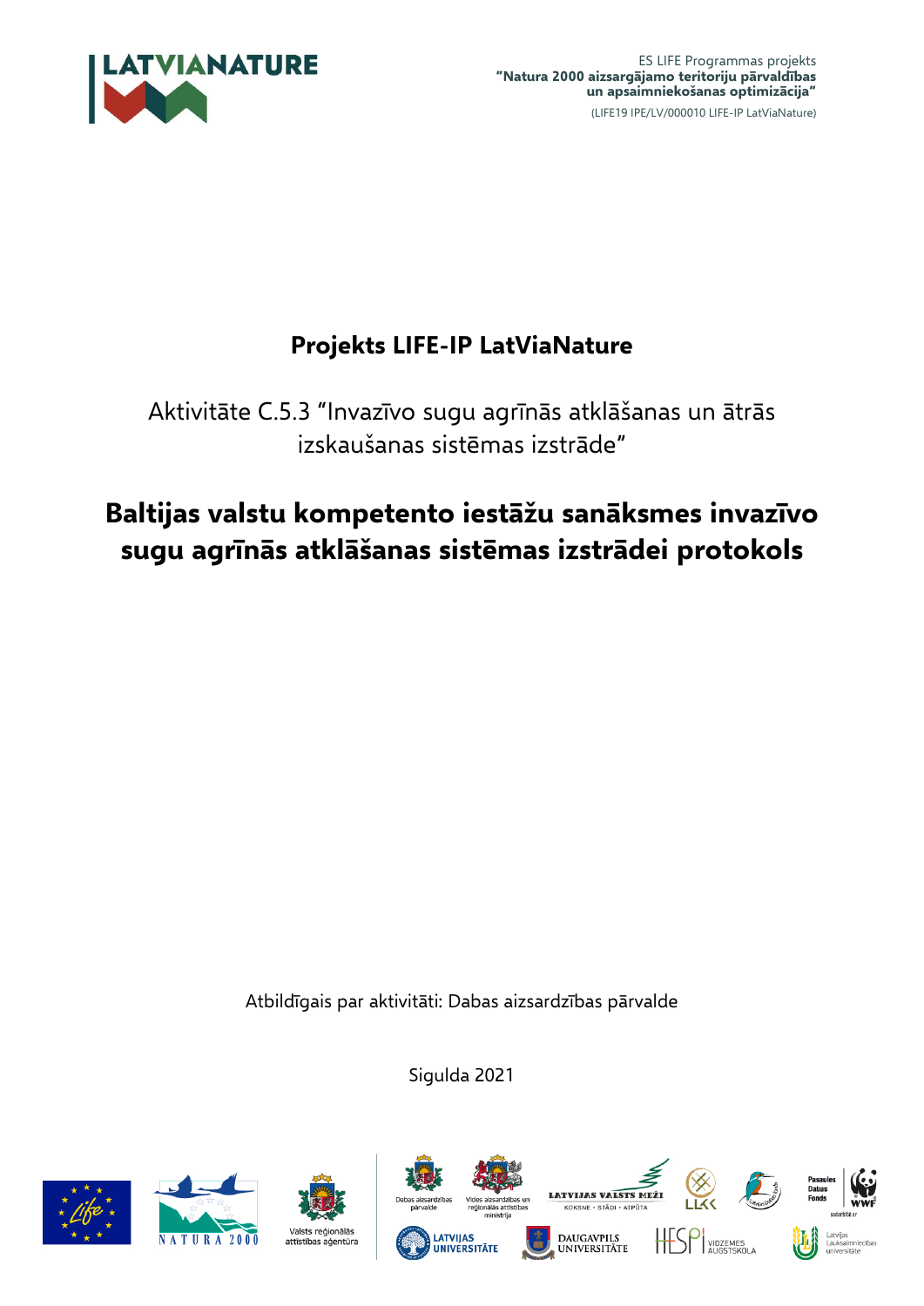ES LIFE Programmas projekts
**"Natura 2000 aizsargājamo teritoriju pārvaldības un apsaimniekošanas optimizācija"**
(LIFE19 IPE/LV/000010 LIFE-IP LatViaNature)

**Projekts LIFE-IP LatViaNature**

Aktivitāte C.5.3 "Invazīvo sugu agrīnās atklāšanas un ātrās izskaušanas sistēmas izstrāde"

# Baltijas valstu kompetento iestāžu sanāksmes invazīvo sugu agrīnās atklāšanas sistēmas izstrādei protokols

Atbildīgais par aktivitāti: Dabas aizsardzības pārvalde

Sigulda 2021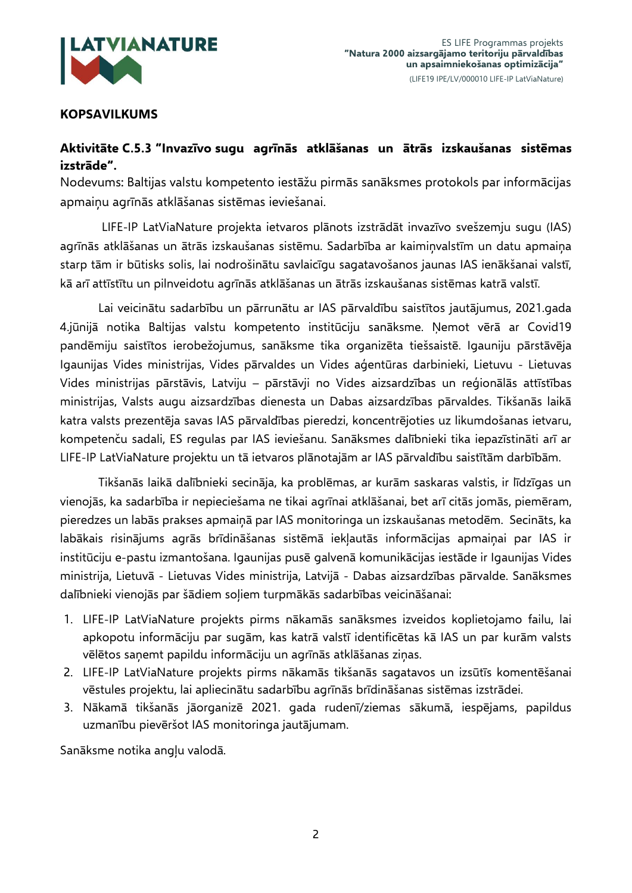**KOPSAVILKUMS**

**Aktivitāte C.5.3 "Invazīvo sugu agrīnās atklāšanas un ātrās izskaušanas sistēmas izstrāde".**

Nodevums: Baltijas valstu kompetento iestāžu pirmās sanāksmes protokols par informācijas apmaiņu agrīnās atklāšanas sistēmas ieviešanai.

LIFE-IP LatViaNature projekta ietvaros plānots izstrādāt invazīvo svešzemju sugu (IAS) agrīnās atklāšanas un ātrās izskaušanas sistēmu. Sadarbība ar kaimiņvalstīm un datu apmaiņa starp tām ir būtisks solis, lai nodrošinātu savlaicīgu sagatavošanos jaunas IAS ienākšanai valstī, kā arī attīstītu un pilnveidotu agrīnās atklāšanas un ātrās izskaušanas sistēmas katrā valstī.

Lai veicinātu sadarbību un pārrunātu ar IAS pārvaldību saistītos jautājumus, 2021.gada 4.jūnijā notika Baltijas valstu kompetento institūciju sanāksme. Ņemot vērā ar Covid19 pandēmiju saistītos ierobežojumus, sanāksme tika organizēta tiešsaistē. Igauniju pārstāvēja Igaunijas Vides ministrijas, Vides pārvaldes un Vides aģentūras darbinieki, Lietuvu - Lietuvas Vides ministrijas pārstāvis, Latviju – pārstāvji no Vides aizsardzības un reģionālās attīstības ministrijas, Valsts augu aizsardzības dienesta un Dabas aizsardzības pārvaldes. Tikšanās laikā katra valsts prezentēja savas IAS pārvaldības pieredzi, koncentrējoties uz likumdošanas ietvaru, kompetenču sadali, ES regulas par IAS ieviešanu. Sanāksmes dalībnieki tika iepazīstināti arī ar LIFE-IP LatViaNature projektu un tā ietvaros plānotajām ar IAS pārvaldību saistītām darbībām.

Tikšanās laikā dalībnieki secināja, ka problēmas, ar kurām saskaras valstis, ir līdzīgas un vienojās, ka sadarbība ir nepieciešama ne tikai agrīnai atklāšanai, bet arī citās jomās, piemēram, pieredzes un labās prakses apmaiņā par IAS monitoringa un izskaušanas metodēm. Secināts, ka labākais risinājums agrās brīdināšanas sistēmā iekļautās informācijas apmaiņai par IAS ir institūciju e-pastu izmantošana. Igaunijas pusē galvenā komunikācijas iestāde ir Igaunijas Vides ministrija, Lietuvā - Lietuvas Vides ministrija, Latvijā - Dabas aizsardzības pārvalde. Sanāksmes dalībnieki vienojās par šādiem soļiem turpmākās sadarbības veicināšanai:

1. LIFE-IP LatViaNature projekts pirms nākamās sanāksmes izveidos koplietojamo failu, lai apkopotu informāciju par sugām, kas katrā valstī identificētas kā IAS un par kurām valsts vēlētos saņemt papildu informāciju un agrīnās atklāšanas ziņas.
2. LIFE-IP LatViaNature projekts pirms nākamās tikšanās sagatavos un izsūtīs komentēšanai vēstules projektu, lai apliecinātu sadarbību agrīnās brīdināšanas sistēmas izstrādei.
3. Nākamā tikšanās jāorganizē 2021. gada rudenī/ziemas sākumā, iespējams, papildus uzmanību pievēršot IAS monitoringa jautājumam.

Sanāksme notika angļu valodā.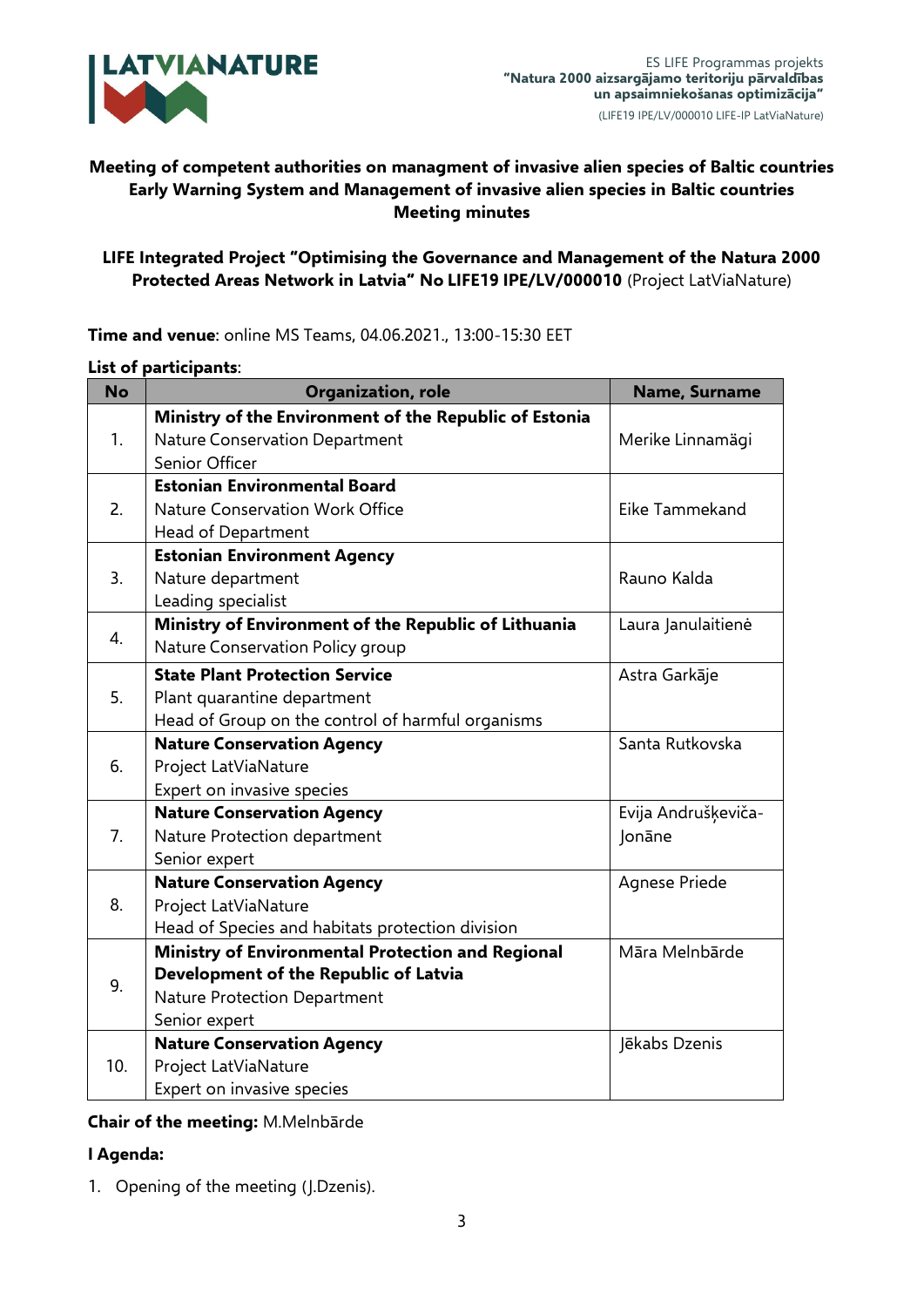**Meeting of competent authorities on managment of invasive alien species of Baltic countries Early Warning System and Management of invasive alien species in Baltic countries Meeting minutes**

**LIFE Integrated Project "Optimising the Governance and Management of the Natura 2000 Protected Areas Network in Latvia" No LIFE19 IPE/LV/000010** (Project LatViaNature)

**Time and venue**: online MS Teams, 04.06.2021., 13:00-15:30 EET

**List of participants**:

| No | Organization, role | Name, Surname |
|---|---|---|
| 1. | **Ministry of the Environment of the Republic of Estonia** Nature Conservation Department Senior Officer | Merike Linnamägi |
| 2. | **Estonian Environmental Board** Nature Conservation Work Office Head of Department | Eike Tammekand |
| 3. | **Estonian Environment Agency** Nature department Leading specialist | Rauno Kalda |
| 4. | **Ministry of Environment of the Republic of Lithuania** Nature Conservation Policy group | Laura Janulaitienė |
| 5. | **State Plant Protection Service** Plant quarantine department Head of Group on the control of harmful organisms | Astra Garkāje |
| 6. | **Nature Conservation Agency** Project LatViaNature Expert on invasive species | Santa Rutkovska |
| 7. | **Nature Conservation Agency** Nature Protection department Senior expert | Evija Andruškeviča-Jonāne |
| 8. | **Nature Conservation Agency** Project LatViaNature Head of Species and habitats protection division | Agnese Priede |
| 9. | **Ministry of Environmental Protection and Regional Development of the Republic of Latvia** Nature Protection Department Senior expert | Māra Melnbārde |
| 10. | **Nature Conservation Agency** Project LatViaNature Expert on invasive species | Jēkabs Dzenis |

**Chair of the meeting:** M.Melnbārde

**I Agenda:**

1. Opening of the meeting (J.Dzenis).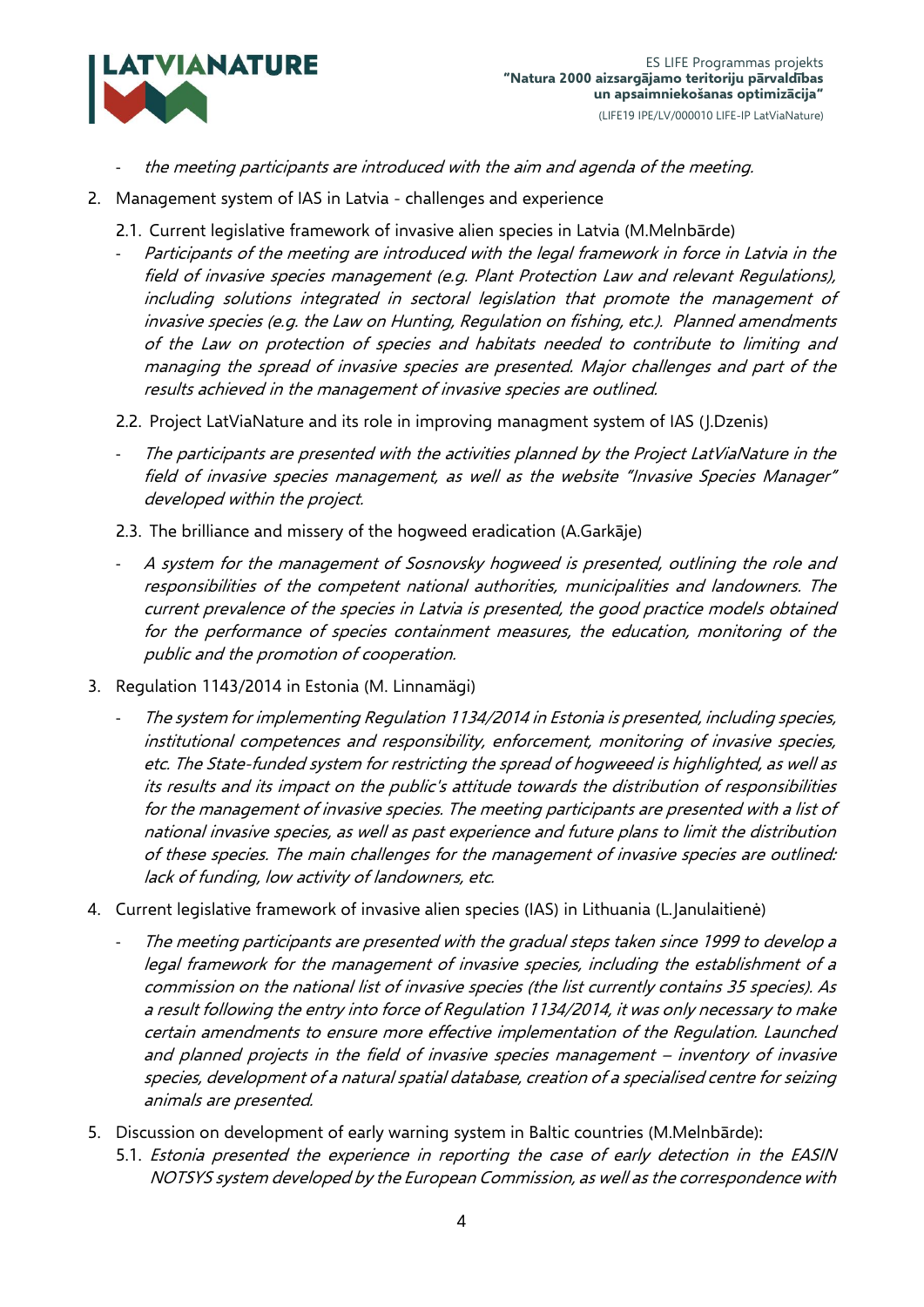- *the meeting participants are introduced with the aim and agenda of the meeting.*

2. Management system of IAS in Latvia - challenges and experience

   2.1. Current legislative framework of invasive alien species in Latvia (M.Melnbārde)

   - *Participants of the meeting are introduced with the legal framework in force in Latvia in the field of invasive species management (e.g. Plant Protection Law and relevant Regulations), including solutions integrated in sectoral legislation that promote the management of invasive species (e.g. the Law on Hunting, Regulation on fishing, etc.). Planned amendments of the Law on protection of species and habitats needed to contribute to limiting and managing the spread of invasive species are presented. Major challenges and part of the results achieved in the management of invasive species are outlined.*

   2.2. Project LatViaNature and its role in improving managment system of IAS (J.Dzenis)

   - *The participants are presented with the activities planned by the Project LatViaNature in the field of invasive species management, as well as the website "Invasive Species Manager" developed within the project.*

   2.3. The brilliance and missery of the hogweed eradication (A.Garkāje)

   - *A system for the management of Sosnovsky hogweed is presented, outlining the role and responsibilities of the competent national authorities, municipalities and landowners. The current prevalence of the species in Latvia is presented, the good practice models obtained for the performance of species containment measures, the education, monitoring of the public and the promotion of cooperation.*

3. Regulation 1143/2014 in Estonia (M. Linnamägi)

   - *The system for implementing Regulation 1134/2014 in Estonia is presented, including species, institutional competences and responsibility, enforcement, monitoring of invasive species, etc. The State-funded system for restricting the spread of hogweeed is highlighted, as well as its results and its impact on the public's attitude towards the distribution of responsibilities for the management of invasive species. The meeting participants are presented with a list of national invasive species, as well as past experience and future plans to limit the distribution of these species. The main challenges for the management of invasive species are outlined: lack of funding, low activity of landowners, etc.*

4. Current legislative framework of invasive alien species (IAS) in Lithuania (L.Janulaitienė)

   - *The meeting participants are presented with the gradual steps taken since 1999 to develop a legal framework for the management of invasive species, including the establishment of a commission on the national list of invasive species (the list currently contains 35 species). As a result following the entry into force of Regulation 1134/2014, it was only necessary to make certain amendments to ensure more effective implementation of the Regulation. Launched and planned projects in the field of invasive species management – inventory of invasive species, development of a natural spatial database, creation of a specialised centre for seizing animals are presented.*

5. Discussion on development of early warning system in Baltic countries (M.Melnbārde):

   5.1. *Estonia presented the experience in reporting the case of early detection in the EASIN NOTSYS system developed by the European Commission, as well as the correspondence with*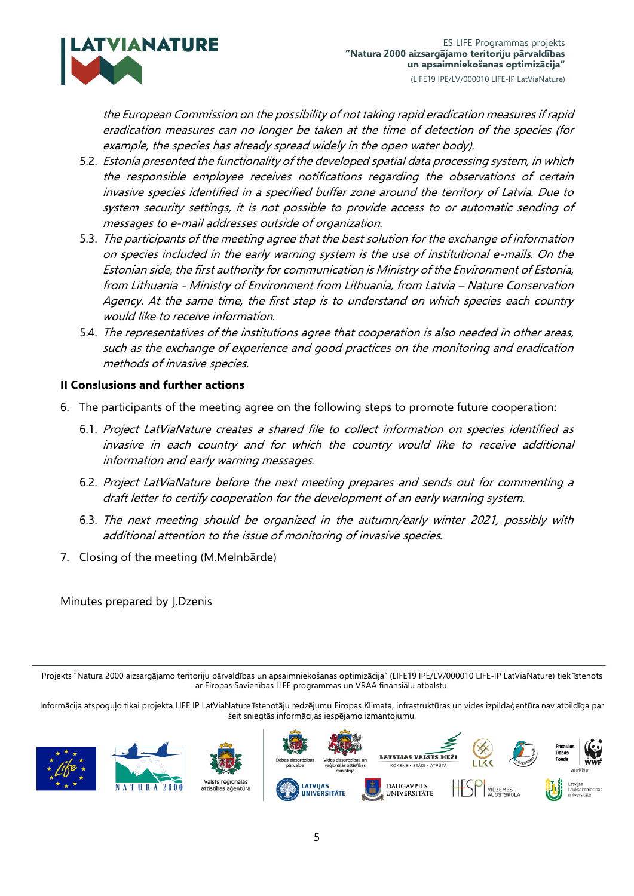*the European Commission on the possibility of not taking rapid eradication measures if rapid eradication measures can no longer be taken at the time of detection of the species (for example, the species has already spread widely in the open water body).*

5.2. *Estonia presented the functionality of the developed spatial data processing system, in which the responsible employee receives notifications regarding the observations of certain invasive species identified in a specified buffer zone around the territory of Latvia. Due to system security settings, it is not possible to provide access to or automatic sending of messages to e-mail addresses outside of organization.*

5.3. *The participants of the meeting agree that the best solution for the exchange of information on species included in the early warning system is the use of institutional e-mails. On the Estonian side, the first authority for communication is Ministry of the Environment of Estonia, from Lithuania - Ministry of Environment from Lithuania, from Latvia – Nature Conservation Agency. At the same time, the first step is to understand on which species each country would like to receive information.*

5.4. *The representatives of the institutions agree that cooperation is also needed in other areas, such as the exchange of experience and good practices on the monitoring and eradication methods of invasive species.*

## II Conslusions and further actions

6. The participants of the meeting agree on the following steps to promote future cooperation:

   6.1. *Project LatViaNature creates a shared file to collect information on species identified as invasive in each country and for which the country would like to receive additional information and early warning messages.*

   6.2. *Project LatViaNature before the next meeting prepares and sends out for commenting a draft letter to certify cooperation for the development of an early warning system.*

   6.3. *The next meeting should be organized in the autumn/early winter 2021, possibly with additional attention to the issue of monitoring of invasive species.*

7. Closing of the meeting (M.Melnbārde)

Minutes prepared by J.Dzenis

Projekts "Natura 2000 aizsargājamo teritoriju pārvaldības un apsaimniekošanas optimizācija" (LIFE19 IPE/LV/000010 LIFE-IP LatViaNature) tiek īstenots ar Eiropas Savienības LIFE programmas un VRAA finansiālu atbalstu.

Informācija atspoguļo tikai projekta LIFE IP LatViaNature īstenotāju redzējumu Eiropas Klimata, infrastruktūras un vides izpildaģentūra nav atbildīga par šeit sniegtās informācijas iespējamo izmantojumu.